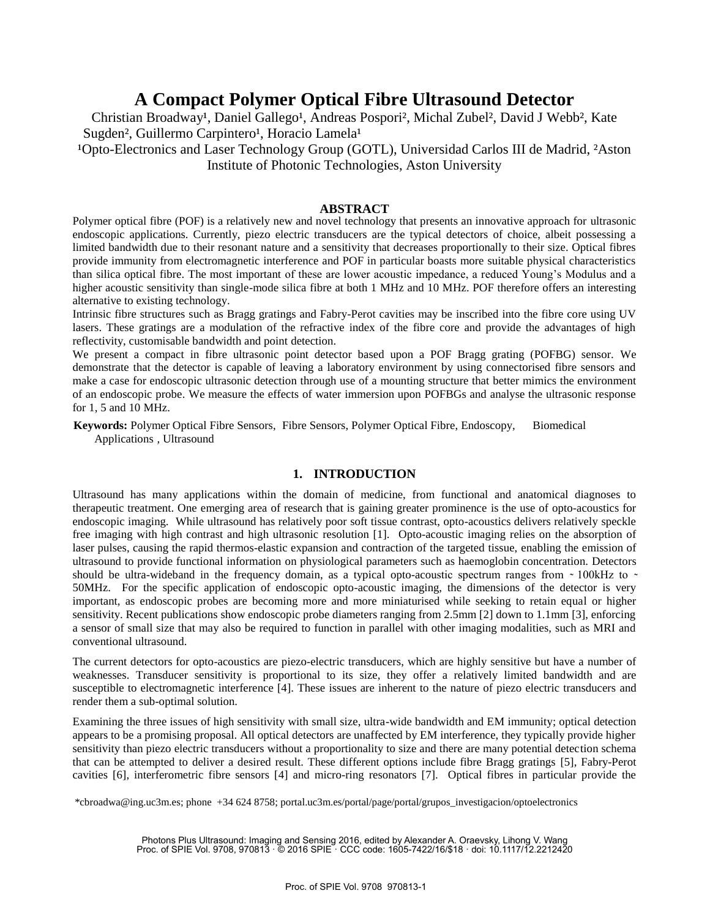# A Compact Polymer Optical Fibre Ultrasound Detector

Christian Broadway[1], Daniel Gallego[1], Andreas Pospori[2], Michal Zubel[2], David J Webb[2], Kate Sugden[2], Guillermo Carpintero[1], Horacio Lamela[1]

[1]Opto-Electronics and Laser Technology Group (GOTL), Universidad Carlos III de Madrid, [2]Aston Institute of Photonic Technologies, Aston University

## ABSTRACT

Polymer optical fibre (POF) is a relatively new and novel technology that presents an innovative approach for ultrasonic endoscopic applications. Currently, piezo electric transducers are the typical detectors of choice, albeit possessing a limited bandwidth due to their resonant nature and a sensitivity that decreases proportionally to their size. Optical fibres provide immunity from electromagnetic interference and POF in particular boasts more suitable physical characteristics than silica optical fibre. The most important of these are lower acoustic impedance, a reduced Young's Modulus and a higher acoustic sensitivity than single-mode silica fibre at both 1 MHz and 10 MHz. POF therefore offers an interesting alternative to existing technology.

Intrinsic fibre structures such as Bragg gratings and Fabry-Perot cavities may be inscribed into the fibre core using UV lasers. These gratings are a modulation of the refractive index of the fibre core and provide the advantages of high reflectivity, customisable bandwidth and point detection.

We present a compact in fibre ultrasonic point detector based upon a POF Bragg grating (POFBG) sensor. We demonstrate that the detector is capable of leaving a laboratory environment by using connectorised fibre sensors and make a case for endoscopic ultrasonic detection through use of a mounting structure that better mimics the environment of an endoscopic probe. We measure the effects of water immersion upon POFBGs and analyse the ultrasonic response for 1, 5 and 10 MHz.

**Keywords:** Polymer Optical Fibre Sensors, Fibre Sensors, Polymer Optical Fibre, Endoscopy, Biomedical Applications , Ultrasound

## 1. INTRODUCTION

Ultrasound has many applications within the domain of medicine, from functional and anatomical diagnoses to therapeutic treatment. One emerging area of research that is gaining greater prominence is the use of opto-acoustics for endoscopic imaging. While ultrasound has relatively poor soft tissue contrast, opto-acoustics delivers relatively speckle free imaging with high contrast and high ultrasonic resolution [1]. Opto-acoustic imaging relies on the absorption of laser pulses, causing the rapid thermos-elastic expansion and contraction of the targeted tissue, enabling the emission of ultrasound to provide functional information on physiological parameters such as haemoglobin concentration. Detectors should be ultra-wideband in the frequency domain, as a typical opto-acoustic spectrum ranges from ~ 100kHz to ~ 50MHz. For the specific application of endoscopic opto-acoustic imaging, the dimensions of the detector is very important, as endoscopic probes are becoming more and more miniaturised while seeking to retain equal or higher sensitivity. Recent publications show endoscopic probe diameters ranging from 2.5mm [2] down to 1.1mm [3], enforcing a sensor of small size that may also be required to function in parallel with other imaging modalities, such as MRI and conventional ultrasound.

The current detectors for opto-acoustics are piezo-electric transducers, which are highly sensitive but have a number of weaknesses. Transducer sensitivity is proportional to its size, they offer a relatively limited bandwidth and are susceptible to electromagnetic interference [4]. These issues are inherent to the nature of piezo electric transducers and render them a sub-optimal solution.

Examining the three issues of high sensitivity with small size, ultra-wide bandwidth and EM immunity; optical detection appears to be a promising proposal. All optical detectors are unaffected by EM interference, they typically provide higher sensitivity than piezo electric transducers without a proportionality to size and there are many potential detection schema that can be attempted to deliver a desired result. These different options include fibre Bragg gratings [5], Fabry-Perot cavities [6], interferometric fibre sensors [4] and micro-ring resonators [7]. Optical fibres in particular provide the

*cbroadwa@ing.uc3m.es; phone +34 624 8758; portal.uc3m.es/portal/page/portal/grupos_investigacion/optoelectronics

Photons Plus Ultrasound: Imaging and Sensing 2016, edited by Alexander A. Oraevsky, Lihong V. Wang
Proc. of SPIE Vol. 9708, 970813 · © 2016 SPIE · CCC code: 1605-7422/16/$18 · doi: 10.1117/12.2212420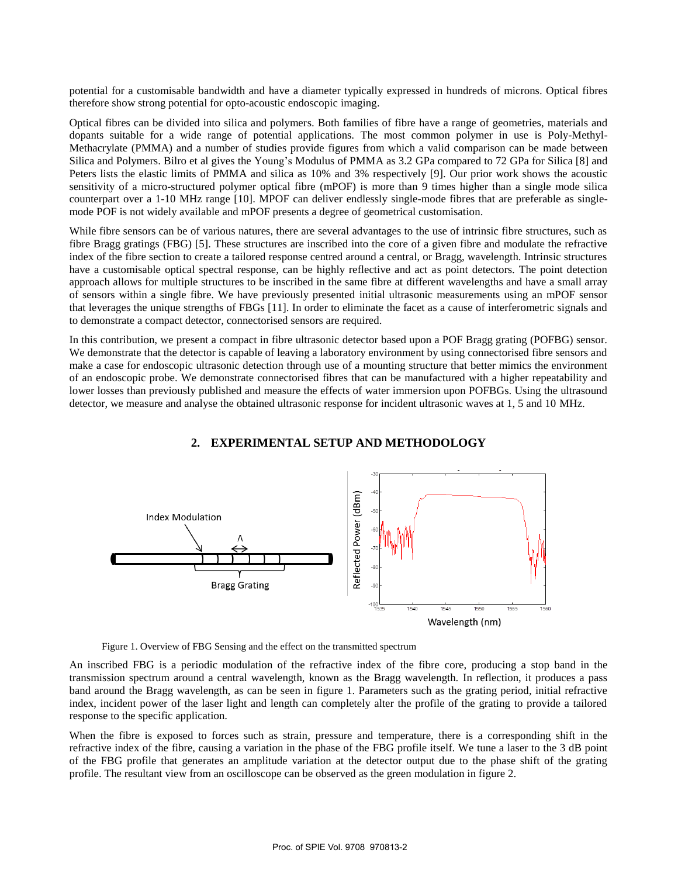potential for a customisable bandwidth and have a diameter typically expressed in hundreds of microns. Optical fibres therefore show strong potential for opto-acoustic endoscopic imaging.

Optical fibres can be divided into silica and polymers. Both families of fibre have a range of geometries, materials and dopants suitable for a wide range of potential applications. The most common polymer in use is Poly-Methyl-Methacrylate (PMMA) and a number of studies provide figures from which a valid comparison can be made between Silica and Polymers. Bilro et al gives the Young's Modulus of PMMA as 3.2 GPa compared to 72 GPa for Silica [8] and Peters lists the elastic limits of PMMA and silica as 10% and 3% respectively [9]. Our prior work shows the acoustic sensitivity of a micro-structured polymer optical fibre (mPOF) is more than 9 times higher than a single mode silica counterpart over a 1-10 MHz range [10]. MPOF can deliver endlessly single-mode fibres that are preferable as single-mode POF is not widely available and mPOF presents a degree of geometrical customisation.

While fibre sensors can be of various natures, there are several advantages to the use of intrinsic fibre structures, such as fibre Bragg gratings (FBG) [5]. These structures are inscribed into the core of a given fibre and modulate the refractive index of the fibre section to create a tailored response centred around a central, or Bragg, wavelength. Intrinsic structures have a customisable optical spectral response, can be highly reflective and act as point detectors. The point detection approach allows for multiple structures to be inscribed in the same fibre at different wavelengths and have a small array of sensors within a single fibre. We have previously presented initial ultrasonic measurements using an mPOF sensor that leverages the unique strengths of FBGs [11]. In order to eliminate the facet as a cause of interferometric signals and to demonstrate a compact detector, connectorised sensors are required.

In this contribution, we present a compact in fibre ultrasonic detector based upon a POF Bragg grating (POFBG) sensor. We demonstrate that the detector is capable of leaving a laboratory environment by using connectorised fibre sensors and make a case for endoscopic ultrasonic detection through use of a mounting structure that better mimics the environment of an endoscopic probe. We demonstrate connectorised fibres that can be manufactured with a higher repeatability and lower losses than previously published and measure the effects of water immersion upon POFBGs. Using the ultrasound detector, we measure and analyse the obtained ultrasonic response for incident ultrasonic waves at 1, 5 and 10 MHz.

## 2. EXPERIMENTAL SETUP AND METHODOLOGY

Figure 1. Overview of FBG Sensing and the effect on the transmitted spectrum

An inscribed FBG is a periodic modulation of the refractive index of the fibre core, producing a stop band in the transmission spectrum around a central wavelength, known as the Bragg wavelength. In reflection, it produces a pass band around the Bragg wavelength, as can be seen in figure 1. Parameters such as the grating period, initial refractive index, incident power of the laser light and length can completely alter the profile of the grating to provide a tailored response to the specific application.

When the fibre is exposed to forces such as strain, pressure and temperature, there is a corresponding shift in the refractive index of the fibre, causing a variation in the phase of the FBG profile itself. We tune a laser to the 3 dB point of the FBG profile that generates an amplitude variation at the detector output due to the phase shift of the grating profile. The resultant view from an oscilloscope can be observed as the green modulation in figure 2.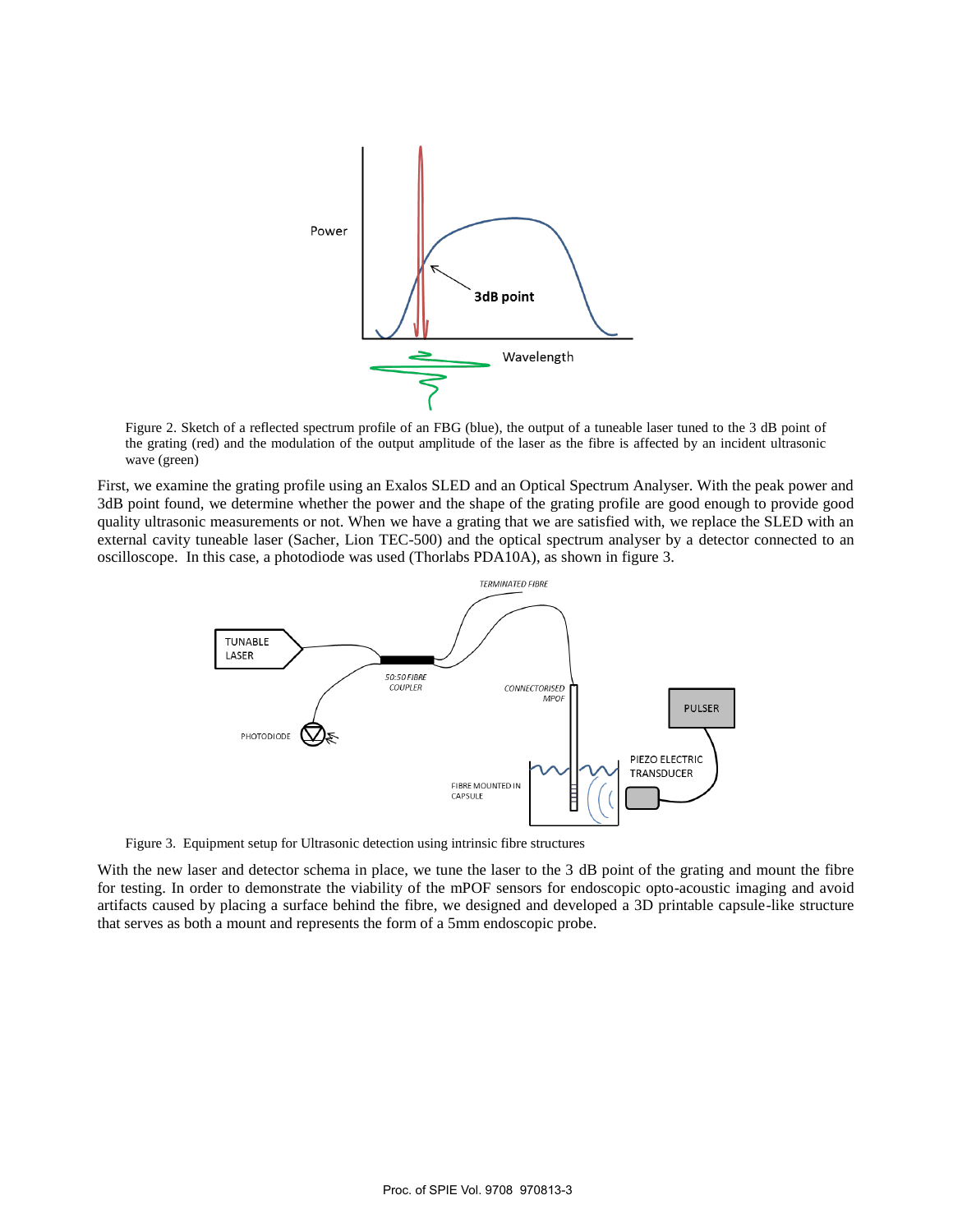Figure 2. Sketch of a reflected spectrum profile of an FBG (blue), the output of a tuneable laser tuned to the 3 dB point of the grating (red) and the modulation of the output amplitude of the laser as the fibre is affected by an incident ultrasonic wave (green)

First, we examine the grating profile using an Exalos SLED and an Optical Spectrum Analyser. With the peak power and 3dB point found, we determine whether the power and the shape of the grating profile are good enough to provide good quality ultrasonic measurements or not. When we have a grating that we are satisfied with, we replace the SLED with an external cavity tuneable laser (Sacher, Lion TEC-500) and the optical spectrum analyser by a detector connected to an oscilloscope. In this case, a photodiode was used (Thorlabs PDA10A), as shown in figure 3.

Figure 3. Equipment setup for Ultrasonic detection using intrinsic fibre structures

With the new laser and detector schema in place, we tune the laser to the 3 dB point of the grating and mount the fibre for testing. In order to demonstrate the viability of the mPOF sensors for endoscopic opto-acoustic imaging and avoid artifacts caused by placing a surface behind the fibre, we designed and developed a 3D printable capsule-like structure that serves as both a mount and represents the form of a 5mm endoscopic probe.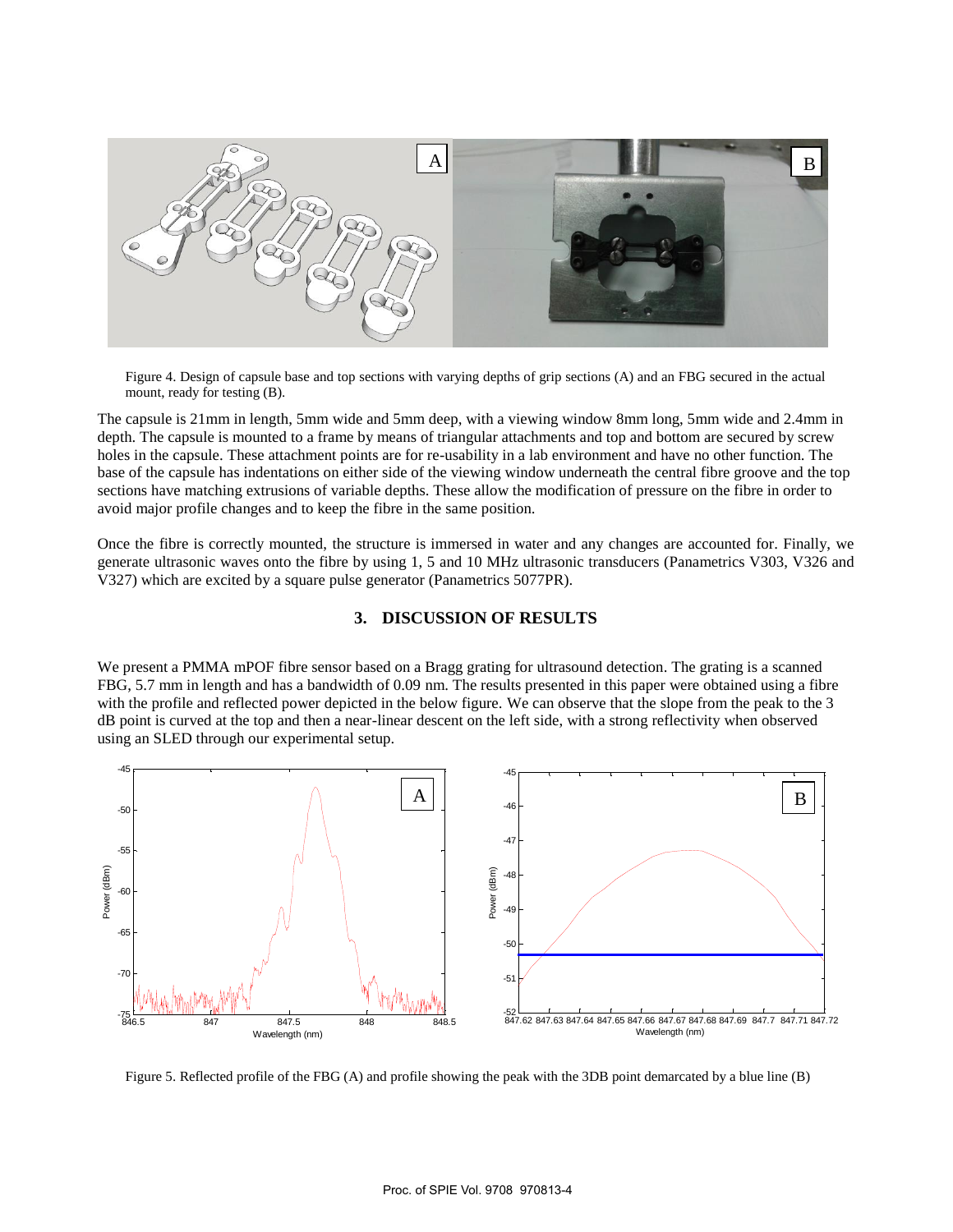Figure 4. Design of capsule base and top sections with varying depths of grip sections (A) and an FBG secured in the actual mount, ready for testing (B).

The capsule is 21mm in length, 5mm wide and 5mm deep, with a viewing window 8mm long, 5mm wide and 2.4mm in depth. The capsule is mounted to a frame by means of triangular attachments and top and bottom are secured by screw holes in the capsule. These attachment points are for re-usability in a lab environment and have no other function. The base of the capsule has indentations on either side of the viewing window underneath the central fibre groove and the top sections have matching extrusions of variable depths. These allow the modification of pressure on the fibre in order to avoid major profile changes and to keep the fibre in the same position.

Once the fibre is correctly mounted, the structure is immersed in water and any changes are accounted for. Finally, we generate ultrasonic waves onto the fibre by using 1, 5 and 10 MHz ultrasonic transducers (Panametrics V303, V326 and V327) which are excited by a square pulse generator (Panametrics 5077PR).

## 3. DISCUSSION OF RESULTS

We present a PMMA mPOF fibre sensor based on a Bragg grating for ultrasound detection. The grating is a scanned FBG, 5.7 mm in length and has a bandwidth of 0.09 nm. The results presented in this paper were obtained using a fibre with the profile and reflected power depicted in the below figure. We can observe that the slope from the peak to the 3 dB point is curved at the top and then a near-linear descent on the left side, with a strong reflectivity when observed using an SLED through our experimental setup.

Figure 5. Reflected profile of the FBG (A) and profile showing the peak with the 3DB point demarcated by a blue line (B)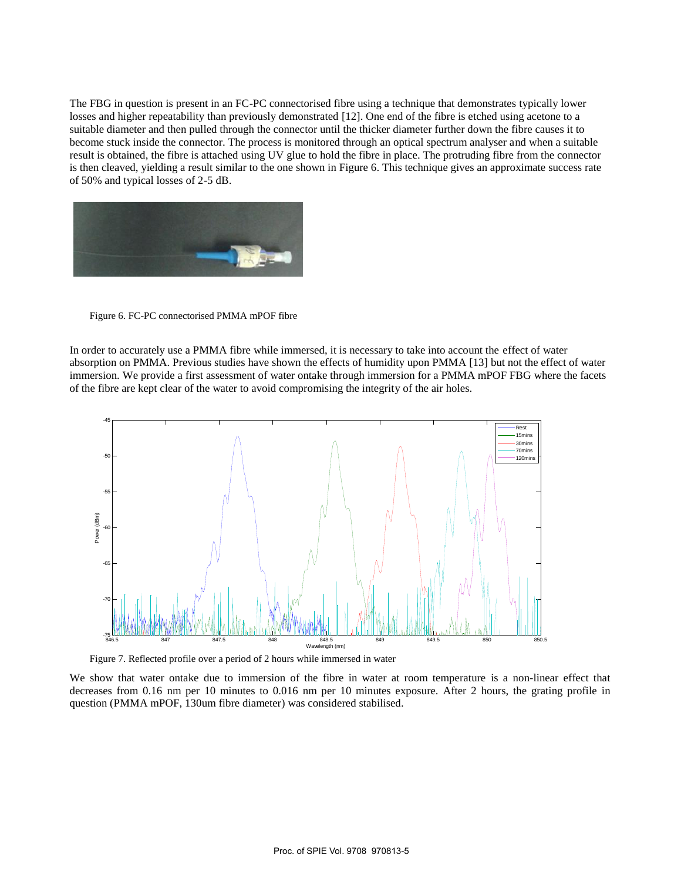The FBG in question is present in an FC-PC connectorised fibre using a technique that demonstrates typically lower losses and higher repeatability than previously demonstrated [12]. One end of the fibre is etched using acetone to a suitable diameter and then pulled through the connector until the thicker diameter further down the fibre causes it to become stuck inside the connector. The process is monitored through an optical spectrum analyser and when a suitable result is obtained, the fibre is attached using UV glue to hold the fibre in place. The protruding fibre from the connector is then cleaved, yielding a result similar to the one shown in Figure 6. This technique gives an approximate success rate of 50% and typical losses of 2-5 dB.

Figure 6. FC-PC connectorised PMMA mPOF fibre

In order to accurately use a PMMA fibre while immersed, it is necessary to take into account the effect of water absorption on PMMA. Previous studies have shown the effects of humidity upon PMMA [13] but not the effect of water immersion. We provide a first assessment of water ontake through immersion for a PMMA mPOF FBG where the facets of the fibre are kept clear of the water to avoid compromising the integrity of the air holes.

Figure 7. Reflected profile over a period of 2 hours while immersed in water

We show that water ontake due to immersion of the fibre in water at room temperature is a non-linear effect that decreases from 0.16 nm per 10 minutes to 0.016 nm per 10 minutes exposure. After 2 hours, the grating profile in question (PMMA mPOF, 130um fibre diameter) was considered stabilised.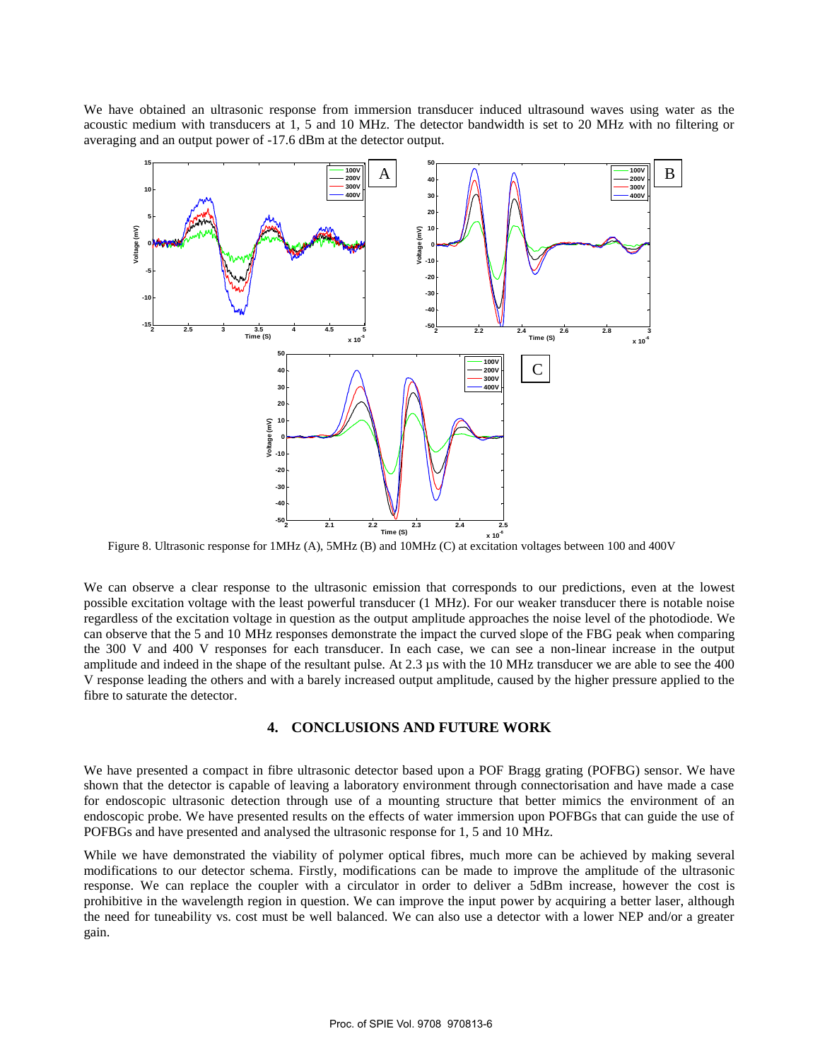We have obtained an ultrasonic response from immersion transducer induced ultrasound waves using water as the acoustic medium with transducers at 1, 5 and 10 MHz. The detector bandwidth is set to 20 MHz with no filtering or averaging and an output power of -17.6 dBm at the detector output.

Figure 8. Ultrasonic response for 1MHz (A), 5MHz (B) and 10MHz (C) at excitation voltages between 100 and 400V

We can observe a clear response to the ultrasonic emission that corresponds to our predictions, even at the lowest possible excitation voltage with the least powerful transducer (1 MHz). For our weaker transducer there is notable noise regardless of the excitation voltage in question as the output amplitude approaches the noise level of the photodiode. We can observe that the 5 and 10 MHz responses demonstrate the impact the curved slope of the FBG peak when comparing the 300 V and 400 V responses for each transducer. In each case, we can see a non-linear increase in the output amplitude and indeed in the shape of the resultant pulse. At 2.3 µs with the 10 MHz transducer we are able to see the 400 V response leading the others and with a barely increased output amplitude, caused by the higher pressure applied to the fibre to saturate the detector.

## 4. CONCLUSIONS AND FUTURE WORK

We have presented a compact in fibre ultrasonic detector based upon a POF Bragg grating (POFBG) sensor. We have shown that the detector is capable of leaving a laboratory environment through connectorisation and have made a case for endoscopic ultrasonic detection through use of a mounting structure that better mimics the environment of an endoscopic probe. We have presented results on the effects of water immersion upon POFBGs that can guide the use of POFBGs and have presented and analysed the ultrasonic response for 1, 5 and 10 MHz.

While we have demonstrated the viability of polymer optical fibres, much more can be achieved by making several modifications to our detector schema. Firstly, modifications can be made to improve the amplitude of the ultrasonic response. We can replace the coupler with a circulator in order to deliver a 5dBm increase, however the cost is prohibitive in the wavelength region in question. We can improve the input power by acquiring a better laser, although the need for tuneability vs. cost must be well balanced. We can also use a detector with a lower NEP and/or a greater gain.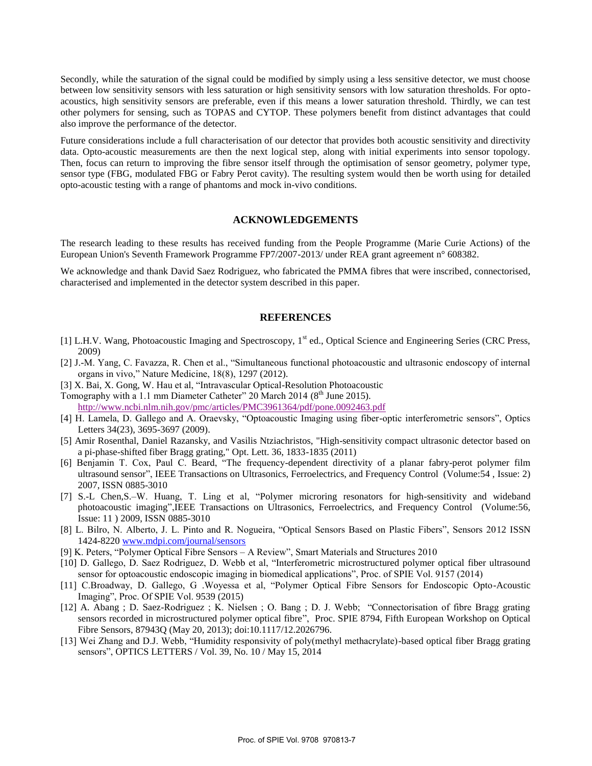Secondly, while the saturation of the signal could be modified by simply using a less sensitive detector, we must choose between low sensitivity sensors with less saturation or high sensitivity sensors with low saturation thresholds. For opto-acoustics, high sensitivity sensors are preferable, even if this means a lower saturation threshold. Thirdly, we can test other polymers for sensing, such as TOPAS and CYTOP. These polymers benefit from distinct advantages that could also improve the performance of the detector.

Future considerations include a full characterisation of our detector that provides both acoustic sensitivity and directivity data. Opto-acoustic measurements are then the next logical step, along with initial experiments into sensor topology. Then, focus can return to improving the fibre sensor itself through the optimisation of sensor geometry, polymer type, sensor type (FBG, modulated FBG or Fabry Perot cavity). The resulting system would then be worth using for detailed opto-acoustic testing with a range of phantoms and mock in-vivo conditions.

## ACKNOWLEDGEMENTS

The research leading to these results has received funding from the People Programme (Marie Curie Actions) of the European Union's Seventh Framework Programme FP7/2007-2013/ under REA grant agreement n° 608382.

We acknowledge and thank David Saez Rodriguez, who fabricated the PMMA fibres that were inscribed, connectorised, characterised and implemented in the detector system described in this paper.

## REFERENCES

[1] L.H.V. Wang, Photoacoustic Imaging and Spectroscopy, 1st ed., Optical Science and Engineering Series (CRC Press, 2009)

[2] J.-M. Yang, C. Favazza, R. Chen et al., "Simultaneous functional photoacoustic and ultrasonic endoscopy of internal organs in vivo," Nature Medicine, 18(8), 1297 (2012).

[3] X. Bai, X. Gong, W. Hau et al, "Intravascular Optical-Resolution Photoacoustic Tomography with a 1.1 mm Diameter Catheter" 20 March 2014 (8th June 2015). http://www.ncbi.nlm.nih.gov/pmc/articles/PMC3961364/pdf/pone.0092463.pdf

[4] H. Lamela, D. Gallego and A. Oraevsky, "Optoacoustic Imaging using fiber-optic interferometric sensors", Optics Letters 34(23), 3695-3697 (2009).

[5] Amir Rosenthal, Daniel Razansky, and Vasilis Ntziachristos, "High-sensitivity compact ultrasonic detector based on a pi-phase-shifted fiber Bragg grating," Opt. Lett. 36, 1833-1835 (2011)

[6] Benjamin T. Cox, Paul C. Beard, "The frequency-dependent directivity of a planar fabry-perot polymer film ultrasound sensor", IEEE Transactions on Ultrasonics, Ferroelectrics, and Frequency Control (Volume:54 , Issue: 2) 2007, ISSN 0885-3010

[7] S.-L Chen,S.–W. Huang, T. Ling et al, "Polymer microring resonators for high-sensitivity and wideband photoacoustic imaging",IEEE Transactions on Ultrasonics, Ferroelectrics, and Frequency Control (Volume:56, Issue: 11 ) 2009, ISSN 0885-3010

[8] L. Bilro, N. Alberto, J. L. Pinto and R. Nogueira, "Optical Sensors Based on Plastic Fibers", Sensors 2012 ISSN 1424-8220 www.mdpi.com/journal/sensors

[9] K. Peters, "Polymer Optical Fibre Sensors – A Review", Smart Materials and Structures 2010

[10] D. Gallego, D. Saez Rodriguez, D. Webb et al, "Interferometric microstructured polymer optical fiber ultrasound sensor for optoacoustic endoscopic imaging in biomedical applications", Proc. of SPIE Vol. 9157 (2014)

[11] C.Broadway, D. Gallego, G .Woyessa et al, "Polymer Optical Fibre Sensors for Endoscopic Opto-Acoustic Imaging", Proc. Of SPIE Vol. 9539 (2015)

[12] A. Abang ; D. Saez-Rodriguez ; K. Nielsen ; O. Bang ; D. J. Webb; "Connectorisation of fibre Bragg grating sensors recorded in microstructured polymer optical fibre", Proc. SPIE 8794, Fifth European Workshop on Optical Fibre Sensors, 87943Q (May 20, 2013); doi:10.1117/12.2026796.

[13] Wei Zhang and D.J. Webb, "Humidity responsivity of poly(methyl methacrylate)-based optical fiber Bragg grating sensors", OPTICS LETTERS / Vol. 39, No. 10 / May 15, 2014